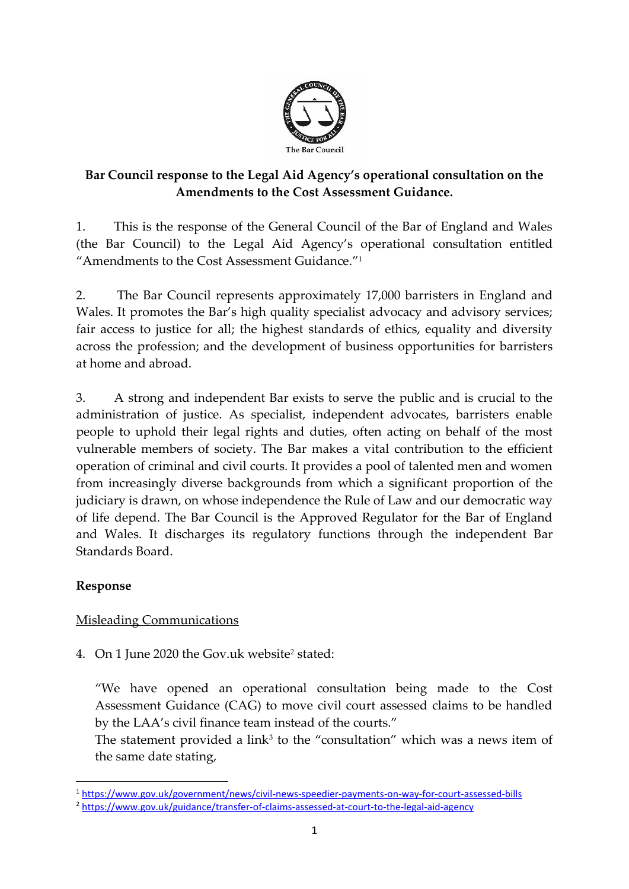The Bar Council

**Bar Council response to the Legal Aid Agency's operational consultation on the Amendments to the Cost Assessment Guidance.**

1. This is the response of the General Council of the Bar of England and Wales (the Bar Council) to the Legal Aid Agency's operational consultation entitled "Amendments to the Cost Assessment Guidance."[1]

2. The Bar Council represents approximately 17,000 barristers in England and Wales. It promotes the Bar's high quality specialist advocacy and advisory services; fair access to justice for all; the highest standards of ethics, equality and diversity across the profession; and the development of business opportunities for barristers at home and abroad.

3. A strong and independent Bar exists to serve the public and is crucial to the administration of justice. As specialist, independent advocates, barristers enable people to uphold their legal rights and duties, often acting on behalf of the most vulnerable members of society. The Bar makes a vital contribution to the efficient operation of criminal and civil courts. It provides a pool of talented men and women from increasingly diverse backgrounds from which a significant proportion of the judiciary is drawn, on whose independence the Rule of Law and our democratic way of life depend. The Bar Council is the Approved Regulator for the Bar of England and Wales. It discharges its regulatory functions through the independent Bar Standards Board.

**Response**

<u>Misleading Communications</u>

4. On 1 June 2020 the Gov.uk website[2] stated:

"We have opened an operational consultation being made to the Cost Assessment Guidance (CAG) to move civil court assessed claims to be handled by the LAA's civil finance team instead of the courts."

The statement provided a link[3] to the "consultation" which was a news item of the same date stating,

---

[1] https://www.gov.uk/government/news/civil-news-speedier-payments-on-way-for-court-assessed-bills

[2] https://www.gov.uk/guidance/transfer-of-claims-assessed-at-court-to-the-legal-aid-agency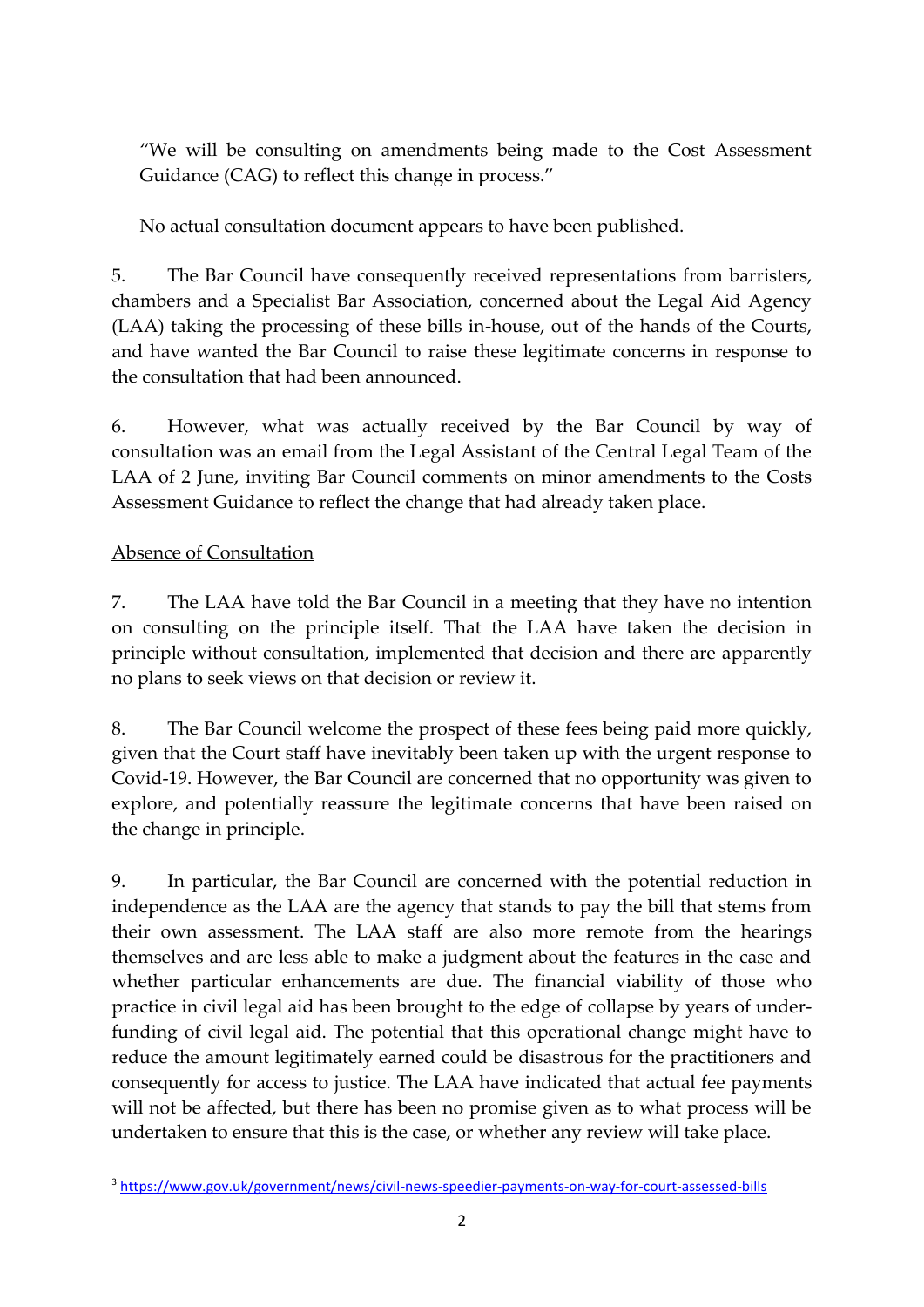"We will be consulting on amendments being made to the Cost Assessment Guidance (CAG) to reflect this change in process."

No actual consultation document appears to have been published.

5. The Bar Council have consequently received representations from barristers, chambers and a Specialist Bar Association, concerned about the Legal Aid Agency (LAA) taking the processing of these bills in-house, out of the hands of the Courts, and have wanted the Bar Council to raise these legitimate concerns in response to the consultation that had been announced.

6. However, what was actually received by the Bar Council by way of consultation was an email from the Legal Assistant of the Central Legal Team of the LAA of 2 June, inviting Bar Council comments on minor amendments to the Costs Assessment Guidance to reflect the change that had already taken place.

## Absence of Consultation

7. The LAA have told the Bar Council in a meeting that they have no intention on consulting on the principle itself. That the LAA have taken the decision in principle without consultation, implemented that decision and there are apparently no plans to seek views on that decision or review it.

8. The Bar Council welcome the prospect of these fees being paid more quickly, given that the Court staff have inevitably been taken up with the urgent response to Covid-19. However, the Bar Council are concerned that no opportunity was given to explore, and potentially reassure the legitimate concerns that have been raised on the change in principle.

9. In particular, the Bar Council are concerned with the potential reduction in independence as the LAA are the agency that stands to pay the bill that stems from their own assessment. The LAA staff are also more remote from the hearings themselves and are less able to make a judgment about the features in the case and whether particular enhancements are due. The financial viability of those who practice in civil legal aid has been brought to the edge of collapse by years of under-funding of civil legal aid. The potential that this operational change might have to reduce the amount legitimately earned could be disastrous for the practitioners and consequently for access to justice. The LAA have indicated that actual fee payments will not be affected, but there has been no promise given as to what process will be undertaken to ensure that this is the case, or whether any review will take place.

[3] https://www.gov.uk/government/news/civil-news-speedier-payments-on-way-for-court-assessed-bills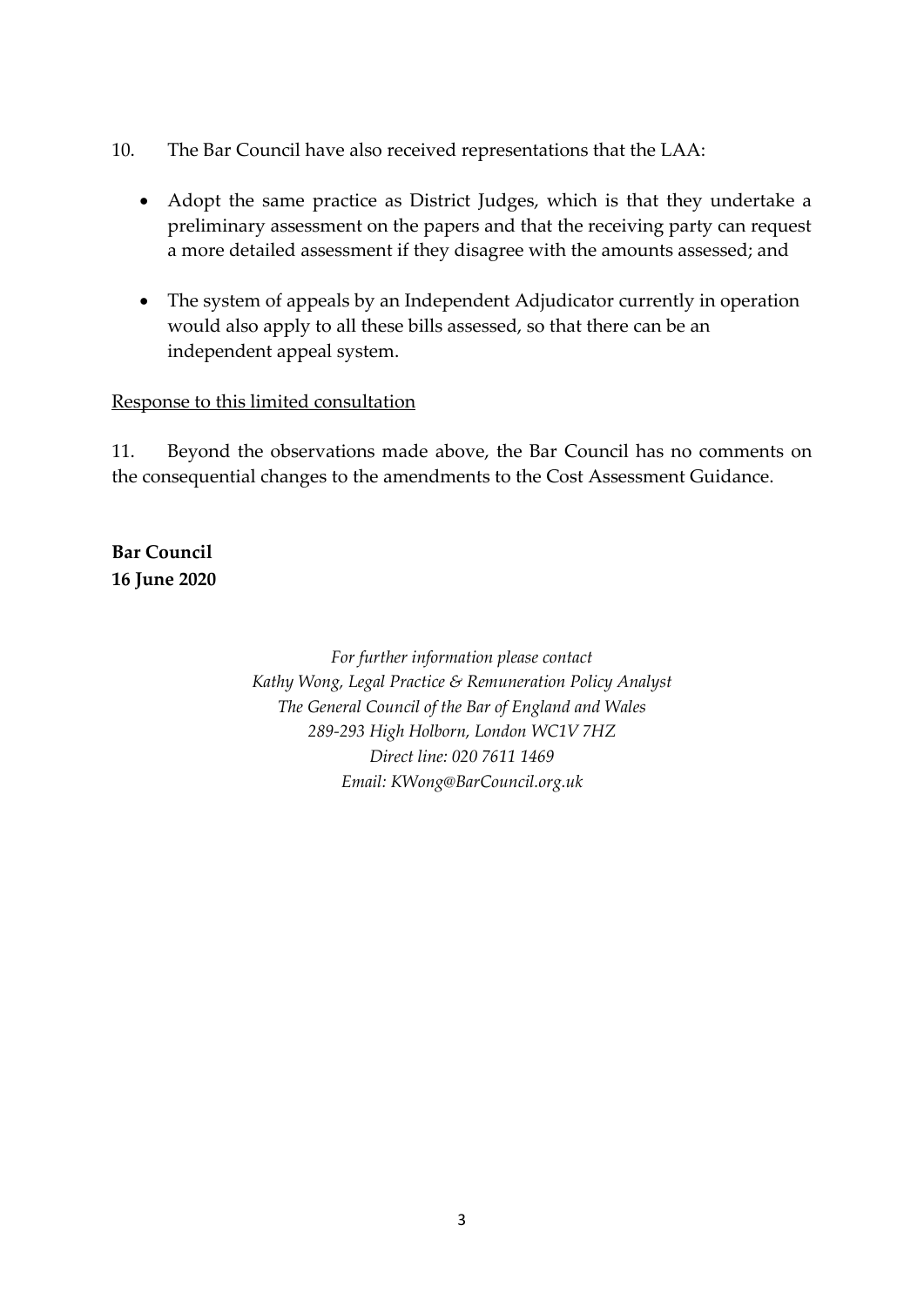10. The Bar Council have also received representations that the LAA:

- Adopt the same practice as District Judges, which is that they undertake a preliminary assessment on the papers and that the receiving party can request a more detailed assessment if they disagree with the amounts assessed; and

- The system of appeals by an Independent Adjudicator currently in operation would also apply to all these bills assessed, so that there can be an independent appeal system.

<u>Response to this limited consultation</u>

11. Beyond the observations made above, the Bar Council has no comments on the consequential changes to the amendments to the Cost Assessment Guidance.

**Bar Council**
**16 June 2020**

*For further information please contact*
*Kathy Wong, Legal Practice & Remuneration Policy Analyst*
*The General Council of the Bar of England and Wales*
*289-293 High Holborn, London WC1V 7HZ*
*Direct line: 020 7611 1469*
*Email: KWong@BarCouncil.org.uk*